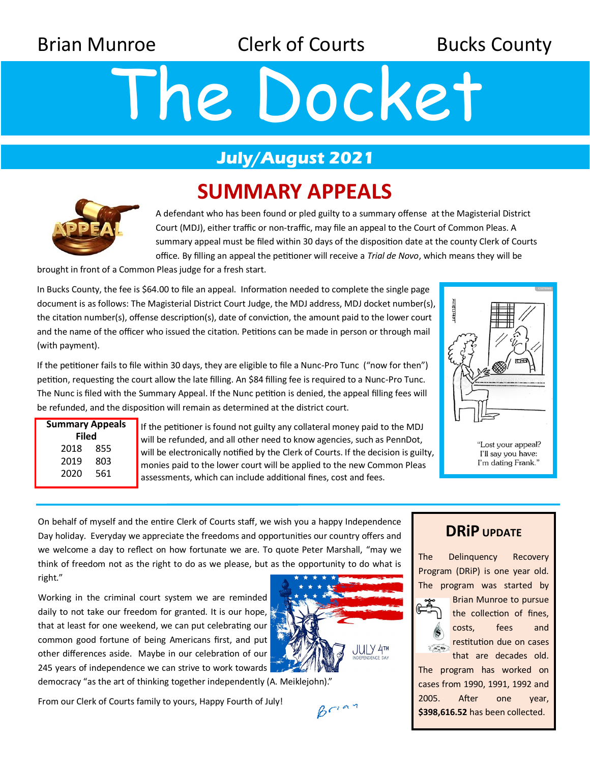Brian Munroe Clerk of Courts Bucks County

# The Docket

## July/August 2021

## SUMMARY APPEALS

A defendant who has been found or pled guilty to a summary offense at the Magisterial District Court (MDJ), either traffic or non-traffic, may file an appeal to the Court of Common Pleas. A summary appeal must be filed within 30 days of the disposition date at the county Clerk of Courts office. By filling an appeal the petitioner will receive a *Trial de Novo*, which means they will be brought in front of a Common Pleas judge for a fresh start.

In Bucks County, the fee is $64.00 to file an appeal. Information needed to complete the single page document is as follows: The Magisterial District Court Judge, the MDJ address, MDJ docket number(s), the citation number(s), offense description(s), date of conviction, the amount paid to the lower court and the name of the officer who issued the citation. Petitions can be made in person or through mail (with payment).

If the petitioner fails to file within 30 days, they are eligible to file a Nunc-Pro Tunc ("now for then") petition, requesting the court allow the late filling. An $84 filling fee is required to a Nunc-Pro Tunc. The Nunc is filed with the Summary Appeal. If the Nunc petition is denied, the appeal filling fees will be refunded, and the disposition will remain as determined at the district court.

| Summary Appeals Filed | |
|---|---|
| 2018 | 855 |
| 2019 | 803 |
| 2020 | 561 |

If the petitioner is found not guilty any collateral money paid to the MDJ will be refunded, and all other need to know agencies, such as PennDot, will be electronically notified by the Clerk of Courts. If the decision is guilty, monies paid to the lower court will be applied to the new Common Pleas assessments, which can include additional fines, cost and fees.

"Lost your appeal? I'll say you have: I'm dating Frank."

---

On behalf of myself and the entire Clerk of Courts staff, we wish you a happy Independence Day holiday. Everyday we appreciate the freedoms and opportunities our country offers and we welcome a day to reflect on how fortunate we are. To quote Peter Marshall, "may we think of freedom not as the right to do as we please, but as the opportunity to do what is right."

Working in the criminal court system we are reminded daily to not take our freedom for granted. It is our hope, that at least for one weekend, we can put celebrating our common good fortune of being Americans first, and put other differences aside. Maybe in our celebration of our 245 years of independence we can strive to work towards democracy "as the art of thinking together independently (A. Meiklejohn)."

From our Clerk of Courts family to yours, Happy Fourth of July!

Brian

## DRiP UPDATE

The Delinquency Recovery Program (DRiP) is one year old. The program was started by Brian Munroe to pursue the collection of fines, costs, fees and restitution due on cases that are decades old. The program has worked on cases from 1990, 1991, 1992 and 2005. After one year, **$398,616.52** has been collected.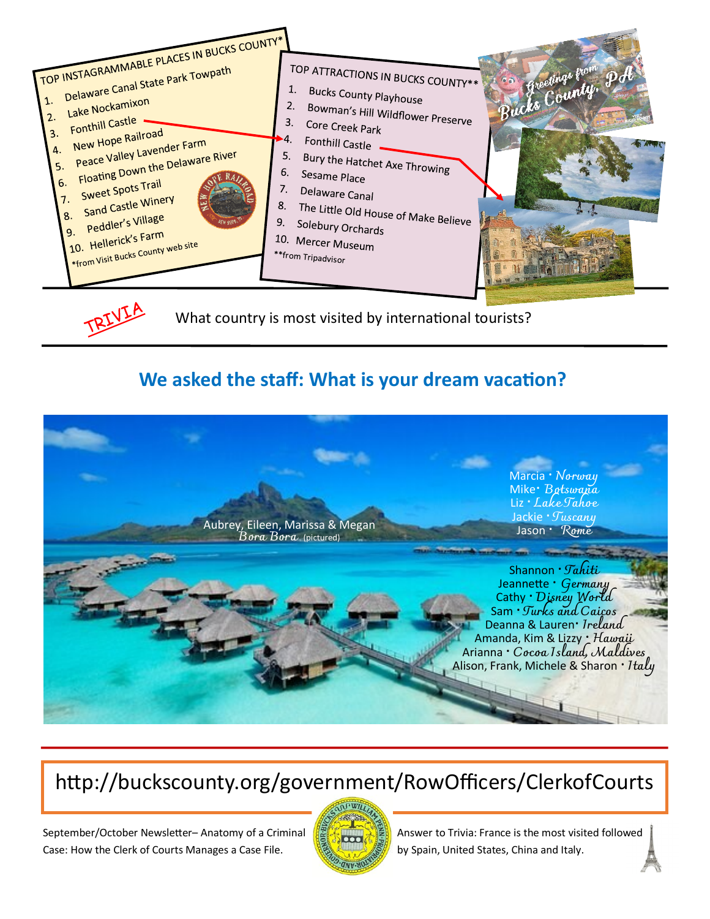TOP INSTAGRAMMABLE PLACES IN BUCKS COUNTY*

1. Delaware Canal State Park Towpath
2. Lake Nockamixon
3. Fonthill Castle
4. New Hope Railroad
5. Peace Valley Lavender Farm
6. Floating Down the Delaware River
7. Sweet Spots Trail
8. Sand Castle Winery
9. Peddler's Village
10. Hellerick's Farm

*from Visit Bucks County web site

TOP ATTRACTIONS IN BUCKS COUNTY**

1. Bucks County Playhouse
2. Bowman's Hill Wildflower Preserve
3. Core Creek Park
4. Fonthill Castle
5. Bury the Hatchet Axe Throwing
6. Sesame Place
7. Delaware Canal
8. The Little Old House of Make Believe
9. Solebury Orchards
10. Mercer Museum

**from Tripadvisor

Greetings from Bucks County, PA

TRIVIA What country is most visited by international tourists?

## We asked the staff: What is your dream vacation?

Aubrey, Eileen, Marissa & Megan · *Bora Bora* (pictured)

Marcia · *Norway*
Mike · *Botswana*
Liz · *Lake Tahoe*
Jackie · *Tuscany*
Jason · *Rome*

Shannon · *Tahiti*
Jeannette · *Germany*
Cathy · *Disney World*
Sam · *Turks and Caicos*
Deanna & Lauren · *Ireland*
Amanda, Kim & Lizzy · *Hawaii*
Arianna · *Cocoa Island, Maldives*
Alison, Frank, Michele & Sharon · *Italy*

http://buckscounty.org/government/RowOfficers/ClerkofCourts

September/October Newsletter– Anatomy of a Criminal Case: How the Clerk of Courts Manages a Case File.

Answer to Trivia: France is the most visited followed by Spain, United States, China and Italy.